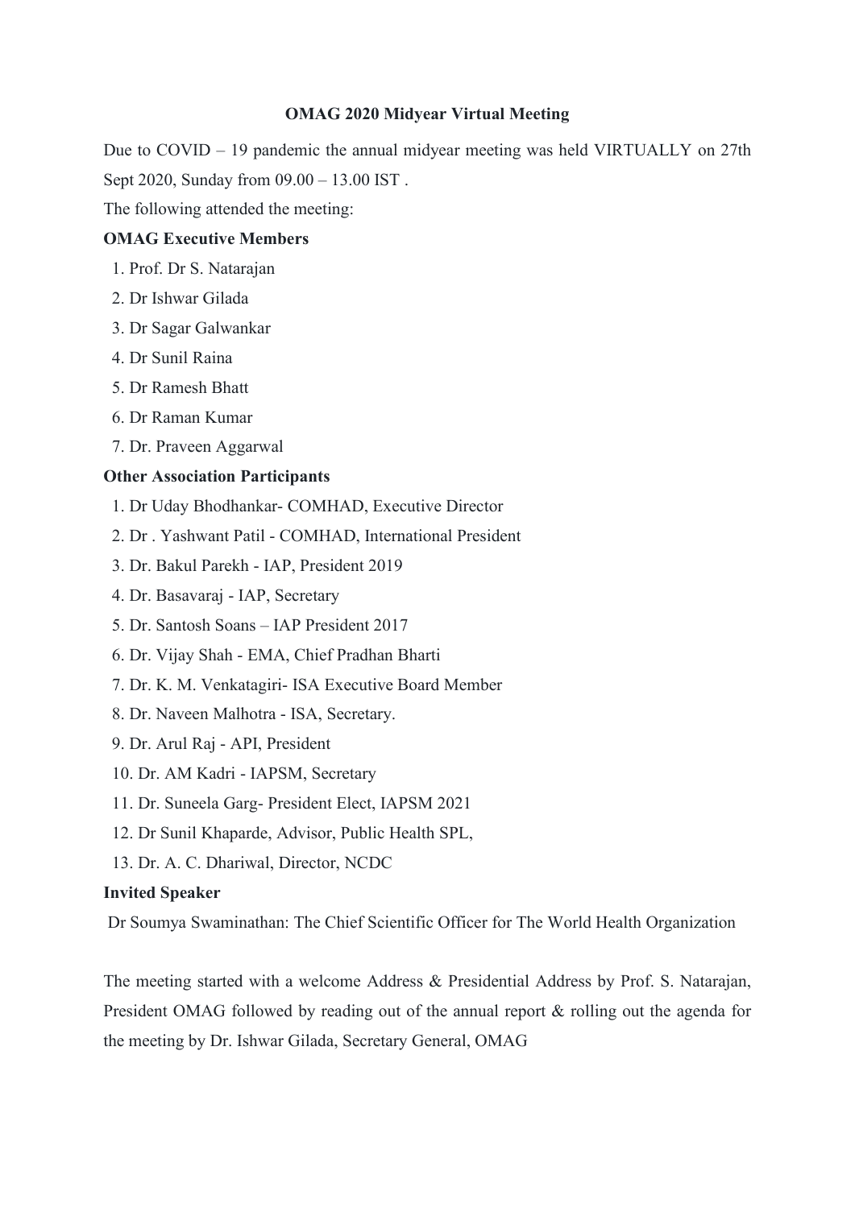# OMAG 2020 Midyear Virtual Meeting

Due to COVID – 19 pandemic the annual midyear meeting was held VIRTUALLY on 27th Sept 2020, Sunday from 09.00 – 13.00 IST .

The following attended the meeting:

**OMAG Executive Members**

1. Prof. Dr S. Natarajan
2. Dr Ishwar Gilada
3. Dr Sagar Galwankar
4. Dr Sunil Raina
5. Dr Ramesh Bhatt
6. Dr Raman Kumar
7. Dr. Praveen Aggarwal

**Other Association Participants**

1. Dr Uday Bhodhankar- COMHAD, Executive Director
2. Dr . Yashwant Patil - COMHAD, International President
3. Dr. Bakul Parekh - IAP, President 2019
4. Dr. Basavaraj - IAP, Secretary
5. Dr. Santosh Soans – IAP President 2017
6. Dr. Vijay Shah - EMA, Chief Pradhan Bharti
7. Dr. K. M. Venkatagiri- ISA Executive Board Member
8. Dr. Naveen Malhotra - ISA, Secretary.
9. Dr. Arul Raj - API, President
10. Dr. AM Kadri - IAPSM, Secretary
11. Dr. Suneela Garg- President Elect, IAPSM 2021
12. Dr Sunil Khaparde, Advisor, Public Health SPL,
13. Dr. A. C. Dhariwal, Director, NCDC

**Invited Speaker**

Dr Soumya Swaminathan: The Chief Scientific Officer for The World Health Organization

The meeting started with a welcome Address & Presidential Address by Prof. S. Natarajan, President OMAG followed by reading out of the annual report & rolling out the agenda for the meeting by Dr. Ishwar Gilada, Secretary General, OMAG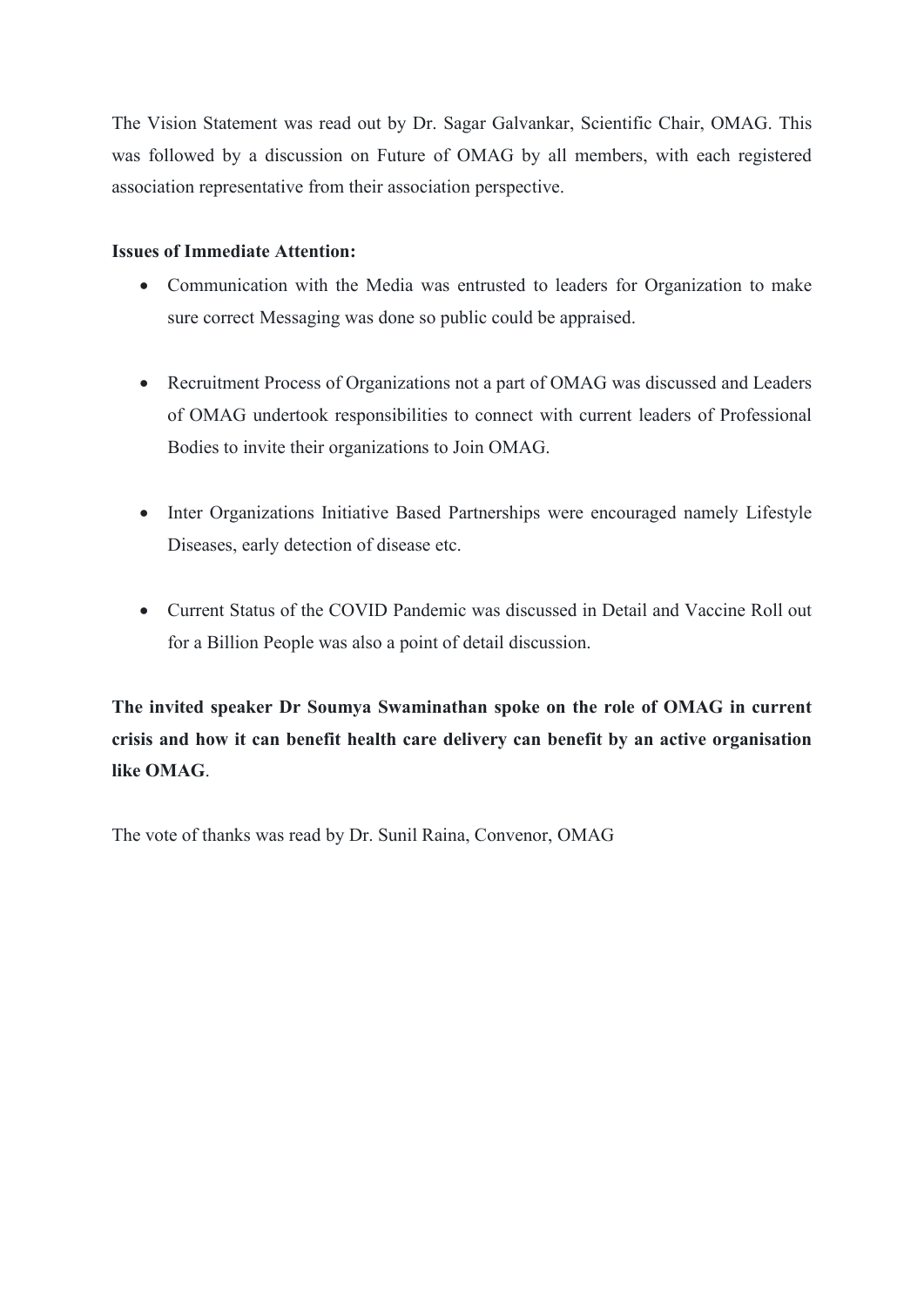The Vision Statement was read out by Dr. Sagar Galvankar, Scientific Chair, OMAG. This was followed by a discussion on Future of OMAG by all members, with each registered association representative from their association perspective.

**Issues of Immediate Attention:**

- Communication with the Media was entrusted to leaders for Organization to make sure correct Messaging was done so public could be appraised.

- Recruitment Process of Organizations not a part of OMAG was discussed and Leaders of OMAG undertook responsibilities to connect with current leaders of Professional Bodies to invite their organizations to Join OMAG.

- Inter Organizations Initiative Based Partnerships were encouraged namely Lifestyle Diseases, early detection of disease etc.

- Current Status of the COVID Pandemic was discussed in Detail and Vaccine Roll out for a Billion People was also a point of detail discussion.

**The invited speaker Dr Soumya Swaminathan spoke on the role of OMAG in current crisis and how it can benefit health care delivery can benefit by an active organisation like OMAG**.

The vote of thanks was read by Dr. Sunil Raina, Convenor, OMAG